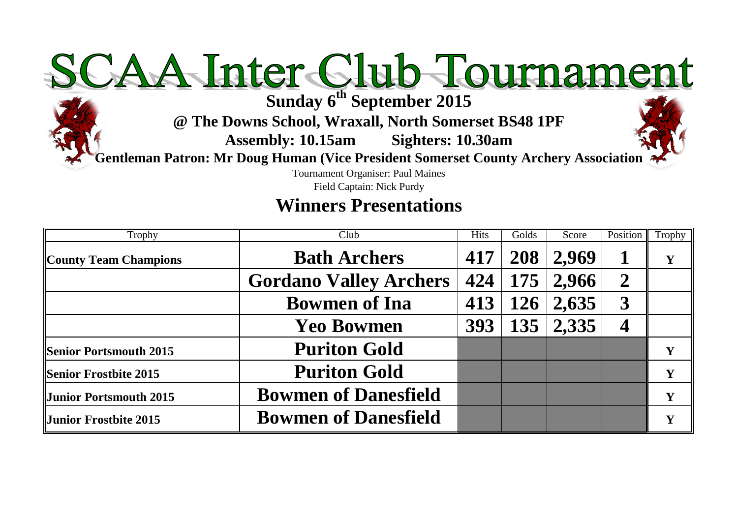# SCAA Inter Club Tournament

**Sunday 6th September 2015**

**@ The Downs School, Wraxall, North Somerset BS48 1PF**

**Assembly: 10.15am Sighters: 10.30am**

**Gentleman Patron: Mr Doug Human (Vice President Somerset County Archery Association**

Tournament Organiser: Paul Maines

Field Captain: Nick Purdy

## Winners Presentations

| Trophy | Club | Hits | Golds | Score | Position | Trophy |
|---|---|---|---|---|---|---|
| **County Team Champions** | **Bath Archers** | **417** | **208** | **2,969** | **1** | **Y** |
| | **Gordano Valley Archers** | **424** | **175** | **2,966** | **2** | |
| | **Bowmen of Ina** | **413** | **126** | **2,635** | **3** | |
| | **Yeo Bowmen** | **393** | **135** | **2,335** | **4** | |
| **Senior Portsmouth 2015** | **Puriton Gold** | | | | | **Y** |
| **Senior Frostbite 2015** | **Puriton Gold** | | | | | **Y** |
| **Junior Portsmouth 2015** | **Bowmen of Danesfield** | | | | | **Y** |
| **Junior Frostbite 2015** | **Bowmen of Danesfield** | | | | | **Y** |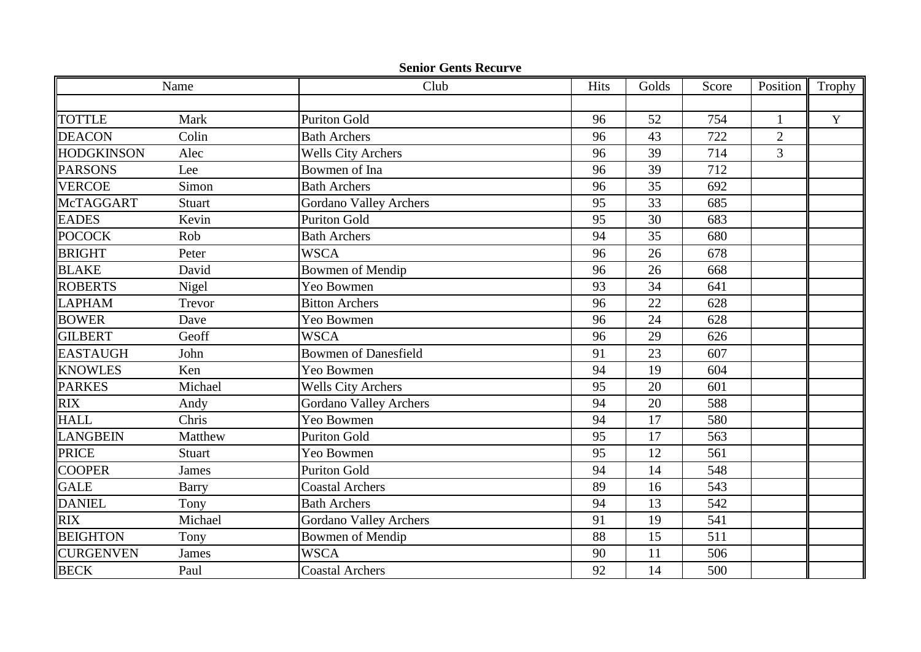## Senior Gents Recurve

| Name | | Club | Hits | Golds | Score | Position | Trophy |
|---|---|---|---|---|---|---|---|
| | | | | | | | |
| TOTTLE | Mark | Puriton Gold | 96 | 52 | 754 | 1 | Y |
| DEACON | Colin | Bath Archers | 96 | 43 | 722 | 2 | |
| HODGKINSON | Alec | Wells City Archers | 96 | 39 | 714 | 3 | |
| PARSONS | Lee | Bowmen of Ina | 96 | 39 | 712 | | |
| VERCOE | Simon | Bath Archers | 96 | 35 | 692 | | |
| McTAGGART | Stuart | Gordano Valley Archers | 95 | 33 | 685 | | |
| EADES | Kevin | Puriton Gold | 95 | 30 | 683 | | |
| POCOCK | Rob | Bath Archers | 94 | 35 | 680 | | |
| BRIGHT | Peter | WSCA | 96 | 26 | 678 | | |
| BLAKE | David | Bowmen of Mendip | 96 | 26 | 668 | | |
| ROBERTS | Nigel | Yeo Bowmen | 93 | 34 | 641 | | |
| LAPHAM | Trevor | Bitton Archers | 96 | 22 | 628 | | |
| BOWER | Dave | Yeo Bowmen | 96 | 24 | 628 | | |
| GILBERT | Geoff | WSCA | 96 | 29 | 626 | | |
| EASTAUGH | John | Bowmen of Danesfield | 91 | 23 | 607 | | |
| KNOWLES | Ken | Yeo Bowmen | 94 | 19 | 604 | | |
| PARKES | Michael | Wells City Archers | 95 | 20 | 601 | | |
| RIX | Andy | Gordano Valley Archers | 94 | 20 | 588 | | |
| HALL | Chris | Yeo Bowmen | 94 | 17 | 580 | | |
| LANGBEIN | Matthew | Puriton Gold | 95 | 17 | 563 | | |
| PRICE | Stuart | Yeo Bowmen | 95 | 12 | 561 | | |
| COOPER | James | Puriton Gold | 94 | 14 | 548 | | |
| GALE | Barry | Coastal Archers | 89 | 16 | 543 | | |
| DANIEL | Tony | Bath Archers | 94 | 13 | 542 | | |
| RIX | Michael | Gordano Valley Archers | 91 | 19 | 541 | | |
| BEIGHTON | Tony | Bowmen of Mendip | 88 | 15 | 511 | | |
| CURGENVEN | James | WSCA | 90 | 11 | 506 | | |
| BECK | Paul | Coastal Archers | 92 | 14 | 500 | | |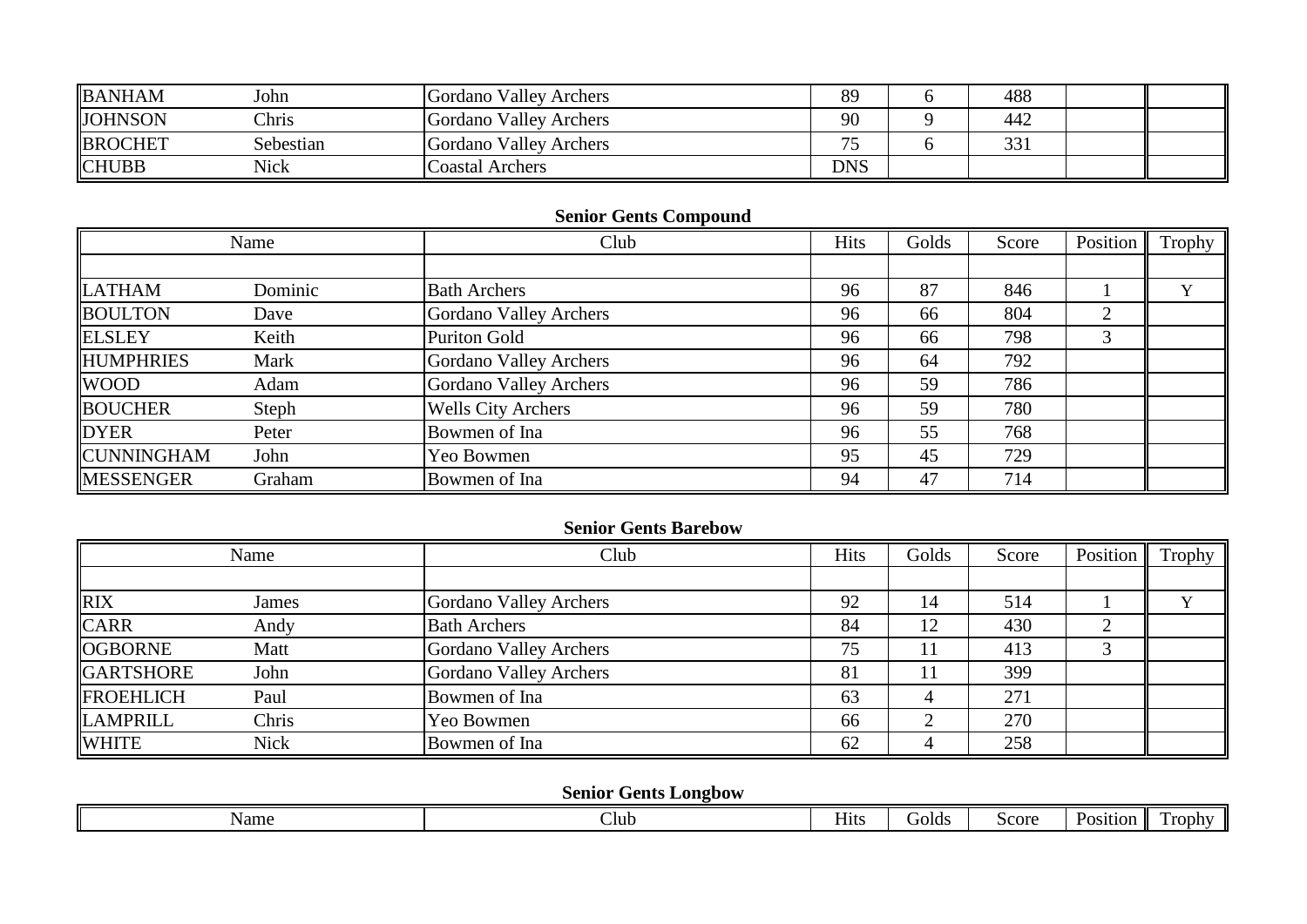| | | | | | | | |
|---|---|---|---|---|---|---|---|
| BANHAM | John | Gordano Valley Archers | 89 | 6 | 488 | | |
| JOHNSON | Chris | Gordano Valley Archers | 90 | 9 | 442 | | |
| BROCHET | Sebestian | Gordano Valley Archers | 75 | 6 | 331 | | |
| CHUBB | Nick | Coastal Archers | DNS | | | | |

**Senior Gents Compound**

| Name | | Club | Hits | Golds | Score | Position | Trophy |
|---|---|---|---|---|---|---|---|
| | | | | | | | |
| LATHAM | Dominic | Bath Archers | 96 | 87 | 846 | 1 | Y |
| BOULTON | Dave | Gordano Valley Archers | 96 | 66 | 804 | 2 | |
| ELSLEY | Keith | Puriton Gold | 96 | 66 | 798 | 3 | |
| HUMPHRIES | Mark | Gordano Valley Archers | 96 | 64 | 792 | | |
| WOOD | Adam | Gordano Valley Archers | 96 | 59 | 786 | | |
| BOUCHER | Steph | Wells City Archers | 96 | 59 | 780 | | |
| DYER | Peter | Bowmen of Ina | 96 | 55 | 768 | | |
| CUNNINGHAM | John | Yeo Bowmen | 95 | 45 | 729 | | |
| MESSENGER | Graham | Bowmen of Ina | 94 | 47 | 714 | | |

**Senior Gents Barebow**

| Name | | Club | Hits | Golds | Score | Position | Trophy |
|---|---|---|---|---|---|---|---|
| | | | | | | | |
| RIX | James | Gordano Valley Archers | 92 | 14 | 514 | 1 | Y |
| CARR | Andy | Bath Archers | 84 | 12 | 430 | 2 | |
| OGBORNE | Matt | Gordano Valley Archers | 75 | 11 | 413 | 3 | |
| GARTSHORE | John | Gordano Valley Archers | 81 | 11 | 399 | | |
| FROEHLICH | Paul | Bowmen of Ina | 63 | 4 | 271 | | |
| LAMPRILL | Chris | Yeo Bowmen | 66 | 2 | 270 | | |
| WHITE | Nick | Bowmen of Ina | 62 | 4 | 258 | | |

**Senior Gents Longbow**

| Name | | Club | Hits | Golds | Score | Position | Trophy |
|---|---|---|---|---|---|---|---|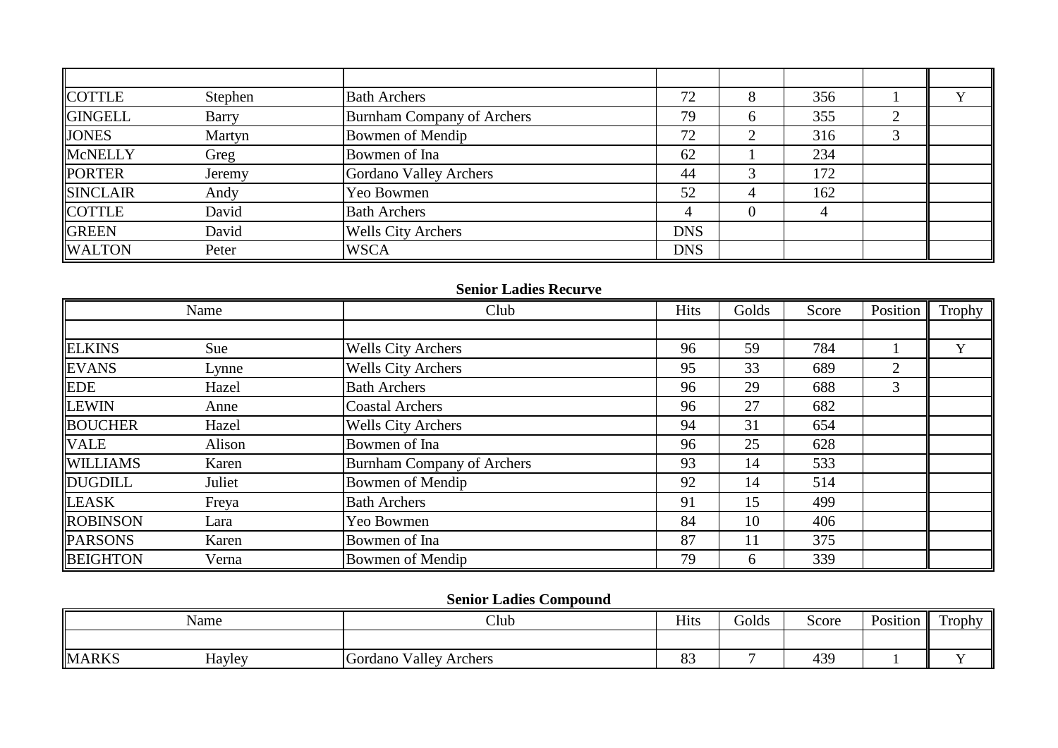| | | | | | | | |
|---|---|---|---|---|---|---|---|
| | | | | | | | |
| COTTLE | Stephen | Bath Archers | 72 | 8 | 356 | 1 | Y |
| GINGELL | Barry | Burnham Company of Archers | 79 | 6 | 355 | 2 | |
| JONES | Martyn | Bowmen of Mendip | 72 | 2 | 316 | 3 | |
| McNELLY | Greg | Bowmen of Ina | 62 | 1 | 234 | | |
| PORTER | Jeremy | Gordano Valley Archers | 44 | 3 | 172 | | |
| SINCLAIR | Andy | Yeo Bowmen | 52 | 4 | 162 | | |
| COTTLE | David | Bath Archers | 4 | 0 | 4 | | |
| GREEN | David | Wells City Archers | DNS | | | | |
| WALTON | Peter | WSCA | DNS | | | | |

**Senior Ladies Recurve**

| Name | | Club | Hits | Golds | Score | Position | Trophy |
|---|---|---|---|---|---|---|---|
| | | | | | | | |
| ELKINS | Sue | Wells City Archers | 96 | 59 | 784 | 1 | Y |
| EVANS | Lynne | Wells City Archers | 95 | 33 | 689 | 2 | |
| EDE | Hazel | Bath Archers | 96 | 29 | 688 | 3 | |
| LEWIN | Anne | Coastal Archers | 96 | 27 | 682 | | |
| BOUCHER | Hazel | Wells City Archers | 94 | 31 | 654 | | |
| VALE | Alison | Bowmen of Ina | 96 | 25 | 628 | | |
| WILLIAMS | Karen | Burnham Company of Archers | 93 | 14 | 533 | | |
| DUGDILL | Juliet | Bowmen of Mendip | 92 | 14 | 514 | | |
| LEASK | Freya | Bath Archers | 91 | 15 | 499 | | |
| ROBINSON | Lara | Yeo Bowmen | 84 | 10 | 406 | | |
| PARSONS | Karen | Bowmen of Ina | 87 | 11 | 375 | | |
| BEIGHTON | Verna | Bowmen of Mendip | 79 | 6 | 339 | | |

**Senior Ladies Compound**

| Name | | Club | Hits | Golds | Score | Position | Trophy |
|---|---|---|---|---|---|---|---|
| | | | | | | | |
| MARKS | Hayley | Gordano Valley Archers | 83 | 7 | 439 | 1 | Y |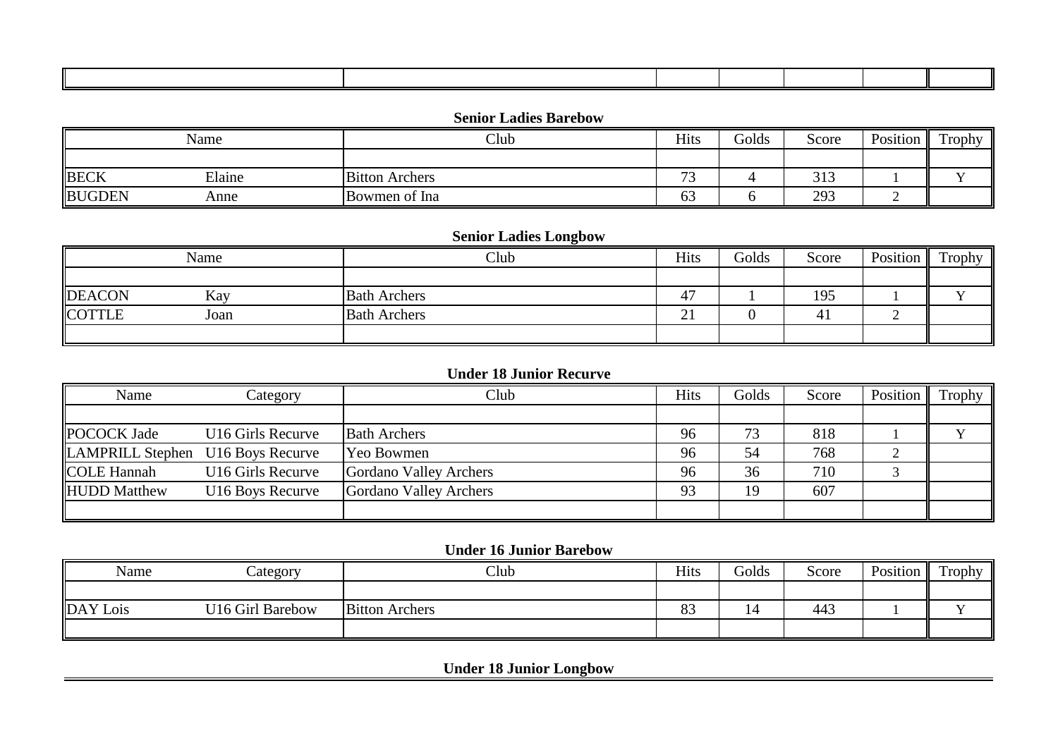**Senior Ladies Barebow**

| Name | | Club | Hits | Golds | Score | Position | Trophy |
|---|---|---|---|---|---|---|---|
| | | | | | | | |
| BECK | Elaine | Bitton Archers | 73 | 4 | 313 | 1 | Y |
| BUGDEN | Anne | Bowmen of Ina | 63 | 6 | 293 | 2 | |

**Senior Ladies Longbow**

| Name | | Club | Hits | Golds | Score | Position | Trophy |
|---|---|---|---|---|---|---|---|
| | | | | | | | |
| DEACON | Kay | Bath Archers | 47 | 1 | 195 | 1 | Y |
| COTTLE | Joan | Bath Archers | 21 | 0 | 41 | 2 | |
| | | | | | | | |

**Under 18 Junior Recurve**

| Name | Category | Club | Hits | Golds | Score | Position | Trophy |
|---|---|---|---|---|---|---|---|
| | | | | | | | |
| POCOCK Jade | U16 Girls Recurve | Bath Archers | 96 | 73 | 818 | 1 | Y |
| LAMPRILL Stephen | U16 Boys Recurve | Yeo Bowmen | 96 | 54 | 768 | 2 | |
| COLE Hannah | U16 Girls Recurve | Gordano Valley Archers | 96 | 36 | 710 | 3 | |
| HUDD Matthew | U16 Boys Recurve | Gordano Valley Archers | 93 | 19 | 607 | | |
| | | | | | | | |

**Under 16 Junior Barebow**

| Name | Category | Club | Hits | Golds | Score | Position | Trophy |
|---|---|---|---|---|---|---|---|
| | | | | | | | |
| DAY Lois | U16 Girl Barebow | Bitton Archers | 83 | 14 | 443 | 1 | Y |
| | | | | | | | |

**Under 18 Junior Longbow**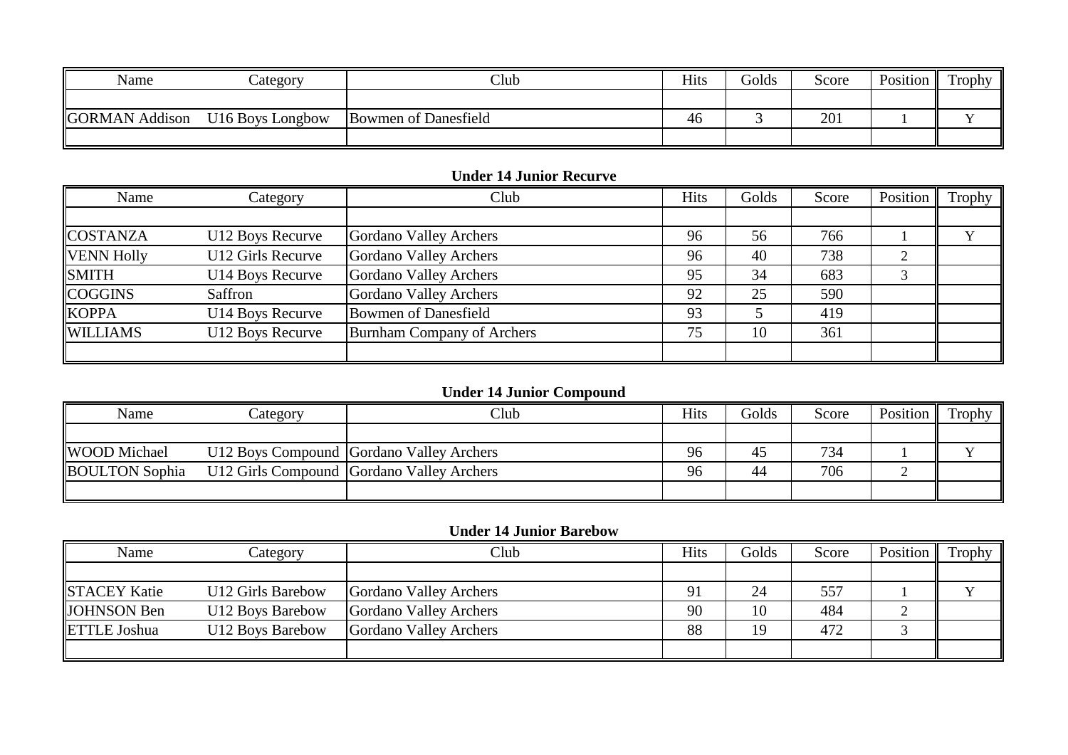| Name | Category | Club | Hits | Golds | Score | Position | Trophy |
|---|---|---|---|---|---|---|---|
| | | | | | | | |
| GORMAN Addison | U16 Boys Longbow | Bowmen of Danesfield | 46 | 3 | 201 | 1 | Y |
| | | | | | | | |

**Under 14 Junior Recurve**

| Name | Category | Club | Hits | Golds | Score | Position | Trophy |
|---|---|---|---|---|---|---|---|
| | | | | | | | |
| COSTANZA | U12 Boys Recurve | Gordano Valley Archers | 96 | 56 | 766 | 1 | Y |
| VENN Holly | U12 Girls Recurve | Gordano Valley Archers | 96 | 40 | 738 | 2 | |
| SMITH | U14 Boys Recurve | Gordano Valley Archers | 95 | 34 | 683 | 3 | |
| COGGINS | Saffron | Gordano Valley Archers | 92 | 25 | 590 | | |
| KOPPA | U14 Boys Recurve | Bowmen of Danesfield | 93 | 5 | 419 | | |
| WILLIAMS | U12 Boys Recurve | Burnham Company of Archers | 75 | 10 | 361 | | |
| | | | | | | | |

**Under 14 Junior Compound**

| Name | Category | Club | Hits | Golds | Score | Position | Trophy |
|---|---|---|---|---|---|---|---|
| | | | | | | | |
| WOOD Michael | U12 Boys Compound | Gordano Valley Archers | 96 | 45 | 734 | 1 | Y |
| BOULTON Sophia | U12 Girls Compound | Gordano Valley Archers | 96 | 44 | 706 | 2 | |
| | | | | | | | |

**Under 14 Junior Barebow**

| Name | Category | Club | Hits | Golds | Score | Position | Trophy |
|---|---|---|---|---|---|---|---|
| | | | | | | | |
| STACEY Katie | U12 Girls Barebow | Gordano Valley Archers | 91 | 24 | 557 | 1 | Y |
| JOHNSON Ben | U12 Boys Barebow | Gordano Valley Archers | 90 | 10 | 484 | 2 | |
| ETTLE Joshua | U12 Boys Barebow | Gordano Valley Archers | 88 | 19 | 472 | 3 | |
| | | | | | | | |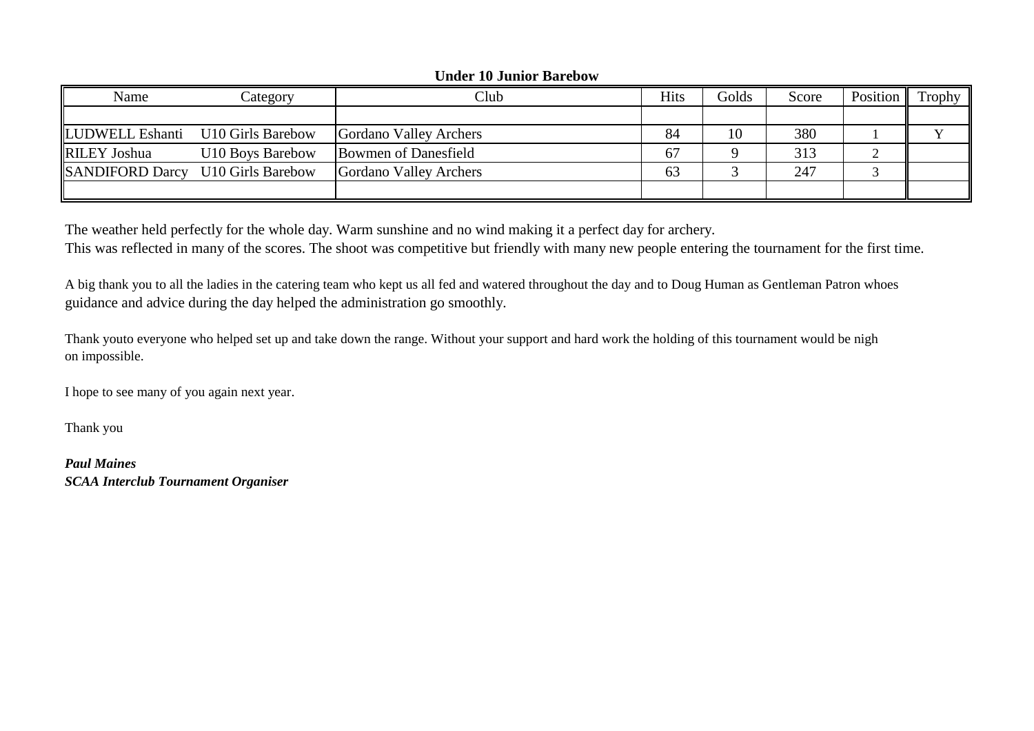**Under 10 Junior Barebow**

| Name | Category | Club | Hits | Golds | Score | Position | Trophy |
|---|---|---|---|---|---|---|---|
| | | | | | | | |
| LUDWELL Eshanti | U10 Girls Barebow | Gordano Valley Archers | 84 | 10 | 380 | 1 | Y |
| RILEY Joshua | U10 Boys Barebow | Bowmen of Danesfield | 67 | 9 | 313 | 2 | |
| SANDIFORD Darcy | U10 Girls Barebow | Gordano Valley Archers | 63 | 3 | 247 | 3 | |
| | | | | | | | |

The weather held perfectly for the whole day. Warm sunshine and no wind making it a perfect day for archery.
This was reflected in many of the scores. The shoot was competitive but friendly with many new people entering the tournament for the first time.

A big thank you to all the ladies in the catering team who kept us all fed and watered throughout the day and to Doug Human as Gentleman Patron whoes guidance and advice during the day helped the administration go smoothly.

Thank youto everyone who helped set up and take down the range. Without your support and hard work the holding of this tournament would be nigh on impossible.

I hope to see many of you again next year.

Thank you

***Paul Maines***
***SCAA Interclub Tournament Organiser***